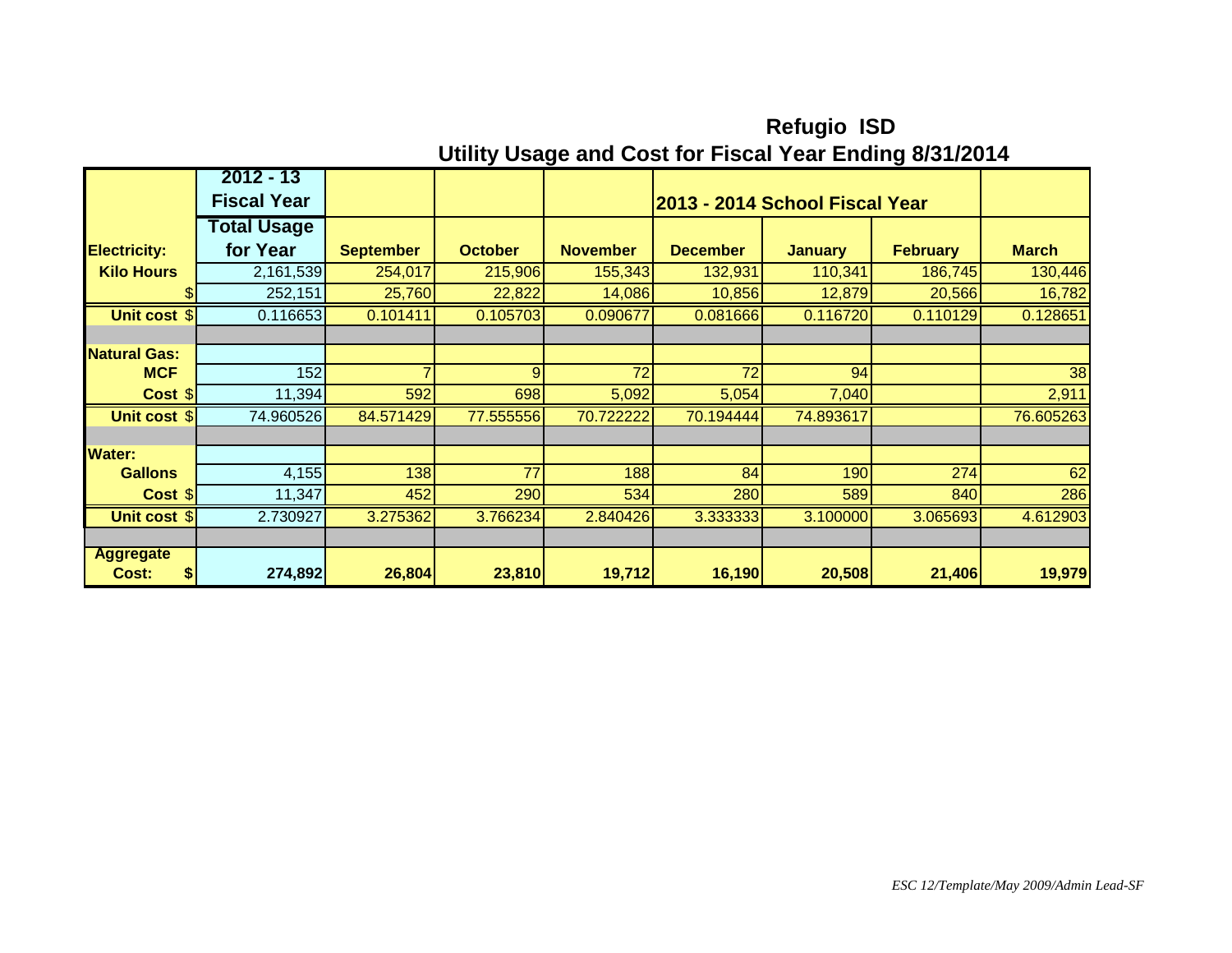# Refugio ISD

## Utility Usage and Cost for Fiscal Year Ending 8/31/2014

| | 2012 - 13 Fiscal Year | | | | 2013 - 2014 School Fiscal Year | | | |
|---|---|---|---|---|---|---|---|---|
| **Electricity:** | **Total Usage for Year** | **September** | **October** | **November** | **December** | **January** | **February** | **March** |
| **Kilo Hours** | 2,161,539 | 254,017 | 215,906 | 155,343 | 132,931 | 110,341 | 186,745 | 130,446 |
| $ | 252,151 | 25,760 | 22,822 | 14,086 | 10,856 | 12,879 | 20,566 | 16,782 |
| **Unit cost** $ | 0.116653 | 0.101411 | 0.105703 | 0.090677 | 0.081666 | 0.116720 | 0.110129 | 0.128651 |
| | | | | | | | | |
| **Natural Gas:** | | | | | | | | |
| **MCF** | 152 | 7 | 9 | 72 | 72 | 94 | | 38 |
| **Cost** $ | 11,394 | 592 | 698 | 5,092 | 5,054 | 7,040 | | 2,911 |
| **Unit cost** $ | 74.960526 | 84.571429 | 77.555556 | 70.722222 | 70.194444 | 74.893617 | | 76.605263 |
| | | | | | | | | |
| **Water:** | | | | | | | | |
| **Gallons** | 4,155 | 138 | 77 | 188 | 84 | 190 | 274 | 62 |
| **Cost** $ | 11,347 | 452 | 290 | 534 | 280 | 589 | 840 | 286 |
| **Unit cost** $ | 2.730927 | 3.275362 | 3.766234 | 2.840426 | 3.333333 | 3.100000 | 3.065693 | 4.612903 |
| | | | | | | | | |
| **Aggregate Cost:** **$** | **274,892** | **26,804** | **23,810** | **19,712** | **16,190** | **20,508** | **21,406** | **19,979** |

*ESC 12/Template/May 2009/Admin Lead-SF*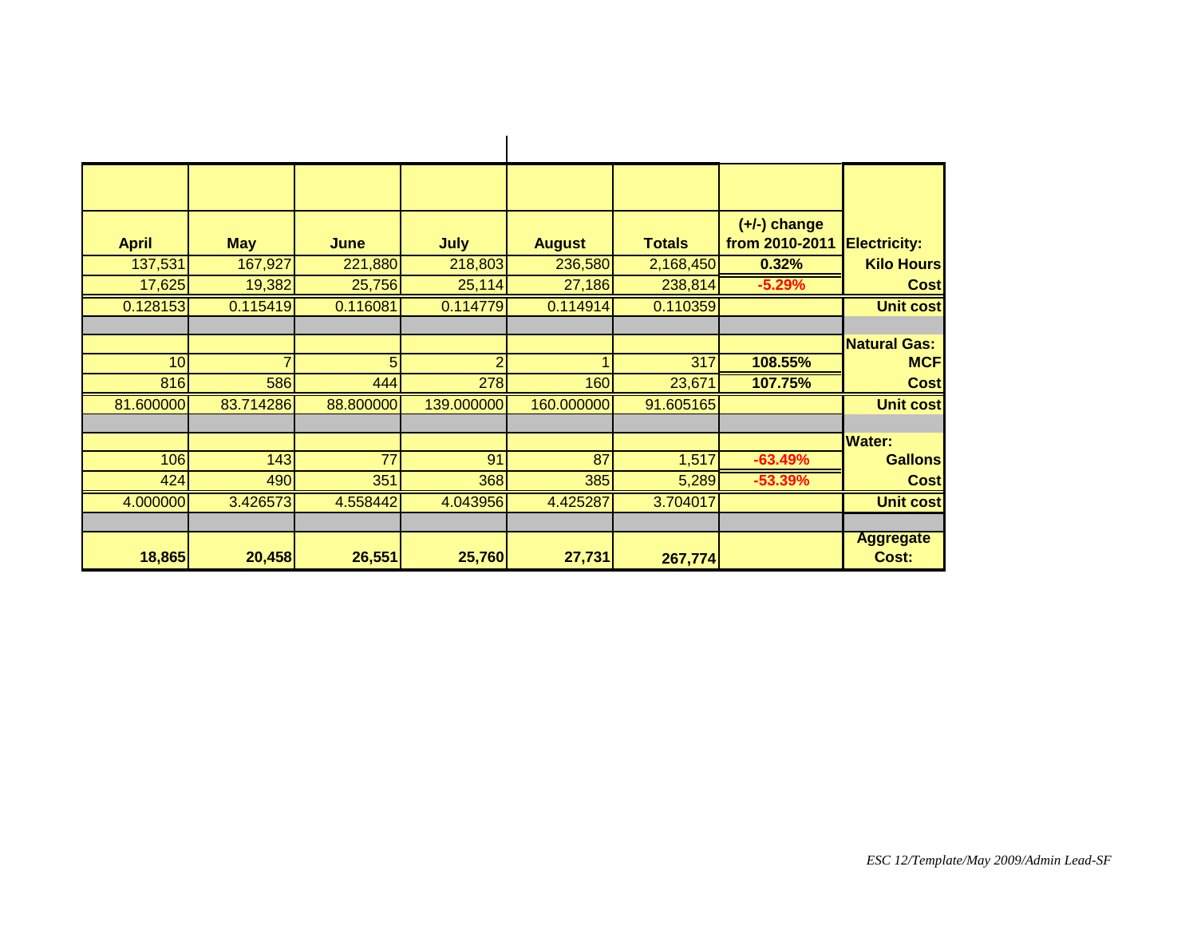| April | May | June | July | August | Totals | (+/-) change from 2010-2011 | Electricity: |
|---|---|---|---|---|---|---|---|
| 137,531 | 167,927 | 221,880 | 218,803 | 236,580 | 2,168,450 | 0.32% | Kilo Hours |
| 17,625 | 19,382 | 25,756 | 25,114 | 27,186 | 238,814 | -5.29% | Cost |
| 0.128153 | 0.115419 | 0.116081 | 0.114779 | 0.114914 | 0.110359 | | Unit cost |
| | | | | | | | |
| | | | | | | | Natural Gas: |
| 10 | 7 | 5 | 2 | 1 | 317 | 108.55% | MCF |
| 816 | 586 | 444 | 278 | 160 | 23,671 | 107.75% | Cost |
| 81.600000 | 83.714286 | 88.800000 | 139.000000 | 160.000000 | 91.605165 | | Unit cost |
| | | | | | | | |
| | | | | | | | Water: |
| 106 | 143 | 77 | 91 | 87 | 1,517 | -63.49% | Gallons |
| 424 | 490 | 351 | 368 | 385 | 5,289 | -53.39% | Cost |
| 4.000000 | 3.426573 | 4.558442 | 4.043956 | 4.425287 | 3.704017 | | Unit cost |
| | | | | | | | |
| **18,865** | **20,458** | **26,551** | **25,760** | **27,731** | **267,774** | | **Aggregate Cost:** |

*ESC 12/Template/May 2009/Admin Lead-SF*